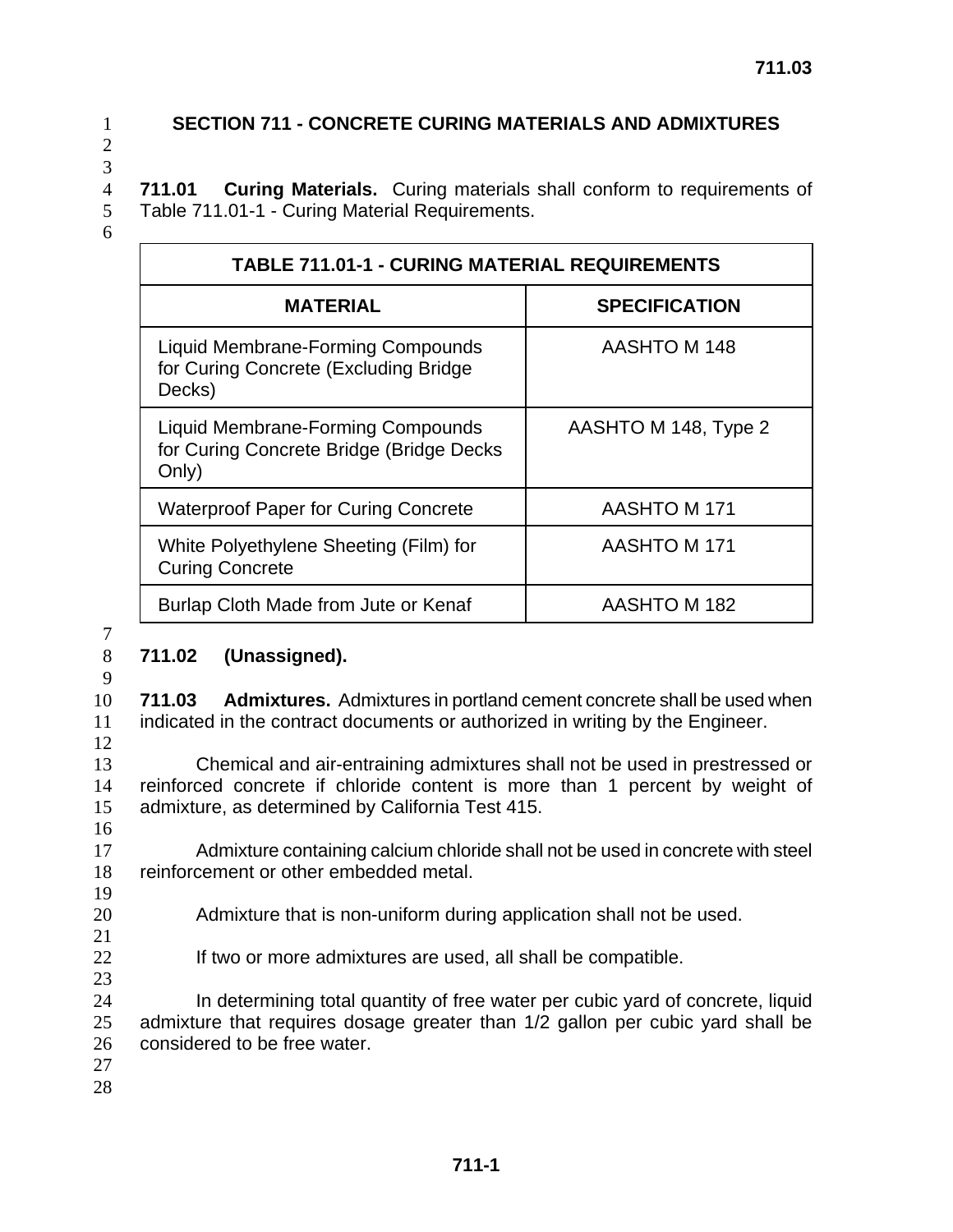# SECTION 711 - CONCRETE CURING MATERIALS AND ADMIXTURES

**711.01 Curing Materials.** Curing materials shall conform to requirements of Table 711.01-1 - Curing Material Requirements.

| TABLE 711.01-1 - CURING MATERIAL REQUIREMENTS | |
|---|---|
| **MATERIAL** | **SPECIFICATION** |
| Liquid Membrane-Forming Compounds for Curing Concrete (Excluding Bridge Decks) | AASHTO M 148 |
| Liquid Membrane-Forming Compounds for Curing Concrete Bridge (Bridge Decks Only) | AASHTO M 148, Type 2 |
| Waterproof Paper for Curing Concrete | AASHTO M 171 |
| White Polyethylene Sheeting (Film) for Curing Concrete | AASHTO M 171 |
| Burlap Cloth Made from Jute or Kenaf | AASHTO M 182 |

**711.02 (Unassigned).**

**711.03 Admixtures.** Admixtures in portland cement concrete shall be used when indicated in the contract documents or authorized in writing by the Engineer.

Chemical and air-entraining admixtures shall not be used in prestressed or reinforced concrete if chloride content is more than 1 percent by weight of admixture, as determined by California Test 415.

Admixture containing calcium chloride shall not be used in concrete with steel reinforcement or other embedded metal.

Admixture that is non-uniform during application shall not be used.

If two or more admixtures are used, all shall be compatible.

In determining total quantity of free water per cubic yard of concrete, liquid admixture that requires dosage greater than 1/2 gallon per cubic yard shall be considered to be free water.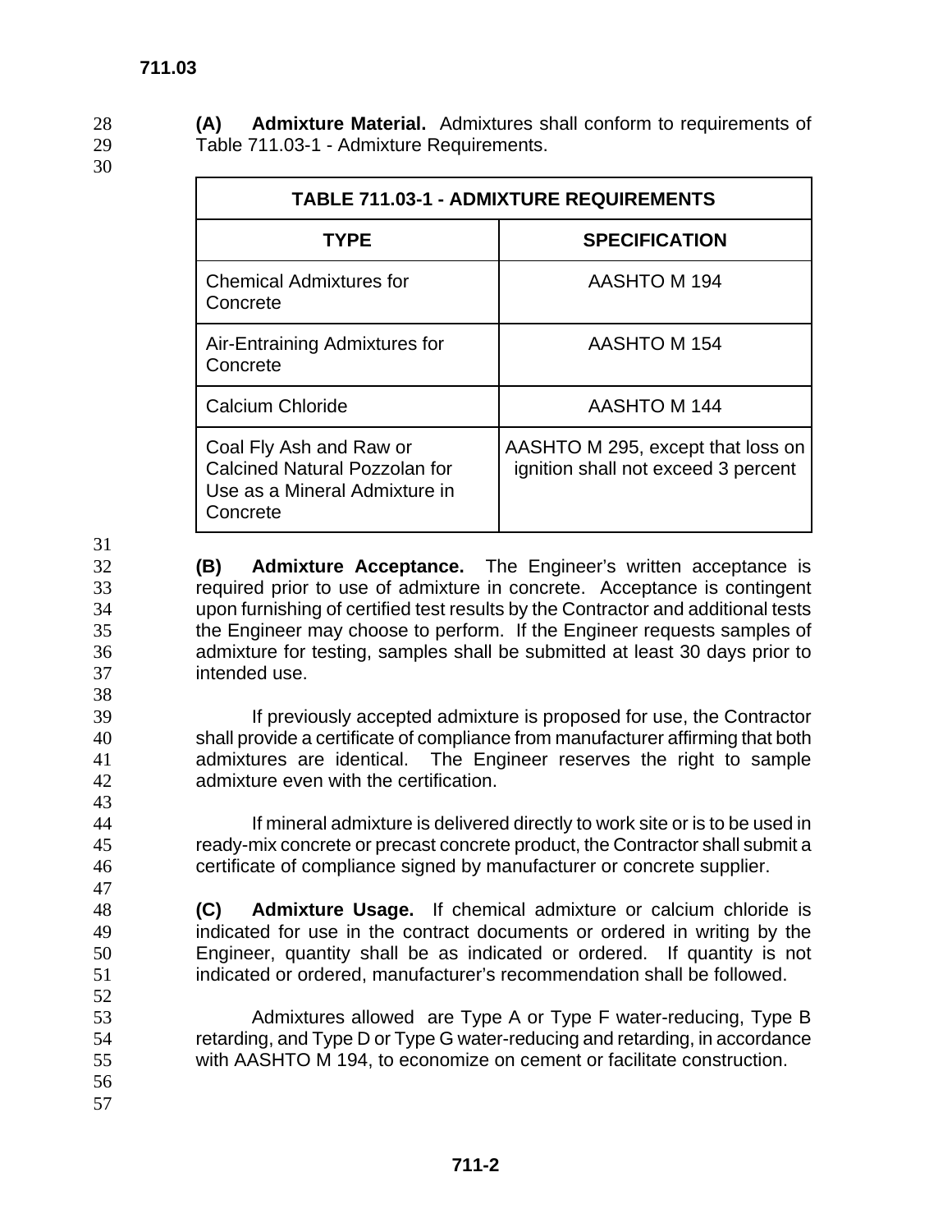**(A) Admixture Material.** Admixtures shall conform to requirements of Table 711.03-1 - Admixture Requirements.

| TABLE 711.03-1 - ADMIXTURE REQUIREMENTS | |
|---|---|
| **TYPE** | **SPECIFICATION** |
| Chemical Admixtures for Concrete | AASHTO M 194 |
| Air-Entraining Admixtures for Concrete | AASHTO M 154 |
| Calcium Chloride | AASHTO M 144 |
| Coal Fly Ash and Raw or Calcined Natural Pozzolan for Use as a Mineral Admixture in Concrete | AASHTO M 295, except that loss on ignition shall not exceed 3 percent |

**(B) Admixture Acceptance.** The Engineer's written acceptance is required prior to use of admixture in concrete. Acceptance is contingent upon furnishing of certified test results by the Contractor and additional tests the Engineer may choose to perform. If the Engineer requests samples of admixture for testing, samples shall be submitted at least 30 days prior to intended use.

If previously accepted admixture is proposed for use, the Contractor shall provide a certificate of compliance from manufacturer affirming that both admixtures are identical. The Engineer reserves the right to sample admixture even with the certification.

If mineral admixture is delivered directly to work site or is to be used in ready-mix concrete or precast concrete product, the Contractor shall submit a certificate of compliance signed by manufacturer or concrete supplier.

**(C) Admixture Usage.** If chemical admixture or calcium chloride is indicated for use in the contract documents or ordered in writing by the Engineer, quantity shall be as indicated or ordered. If quantity is not indicated or ordered, manufacturer's recommendation shall be followed.

Admixtures allowed are Type A or Type F water-reducing, Type B retarding, and Type D or Type G water-reducing and retarding, in accordance with AASHTO M 194, to economize on cement or facilitate construction.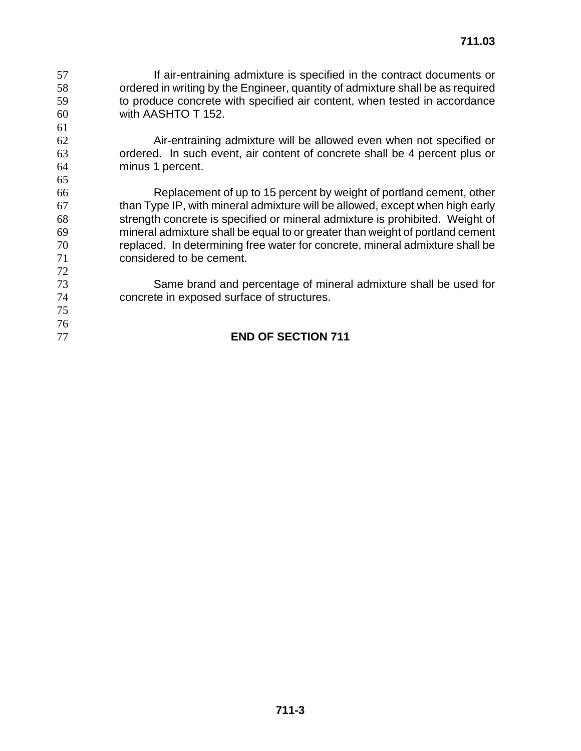If air-entraining admixture is specified in the contract documents or ordered in writing by the Engineer, quantity of admixture shall be as required to produce concrete with specified air content, when tested in accordance with AASHTO T 152.

Air-entraining admixture will be allowed even when not specified or ordered. In such event, air content of concrete shall be 4 percent plus or minus 1 percent.

Replacement of up to 15 percent by weight of portland cement, other than Type IP, with mineral admixture will be allowed, except when high early strength concrete is specified or mineral admixture is prohibited. Weight of mineral admixture shall be equal to or greater than weight of portland cement replaced. In determining free water for concrete, mineral admixture shall be considered to be cement.

Same brand and percentage of mineral admixture shall be used for concrete in exposed surface of structures.

**END OF SECTION 711**